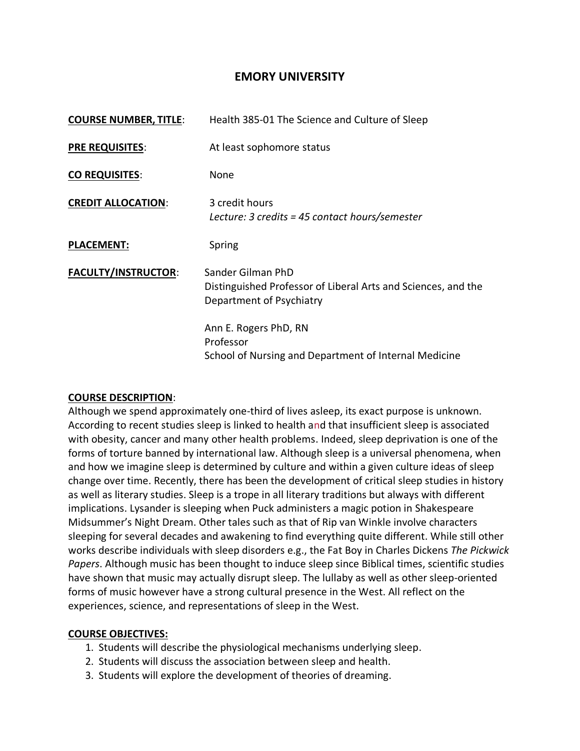# EMORY UNIVERSITY

**COURSE NUMBER, TITLE**: Health 385-01 The Science and Culture of Sleep

**PRE REQUISITES**: At least sophomore status

**CO REQUISITES**: None

**CREDIT ALLOCATION**: 3 credit hours
*Lecture: 3 credits = 45 contact hours/semester*

**PLACEMENT:** Spring

**FACULTY/INSTRUCTOR**: Sander Gilman PhD
Distinguished Professor of Liberal Arts and Sciences, and the Department of Psychiatry

Ann E. Rogers PhD, RN
Professor
School of Nursing and Department of Internal Medicine

**COURSE DESCRIPTION**:

Although we spend approximately one-third of lives asleep, its exact purpose is unknown. According to recent studies sleep is linked to health and that insufficient sleep is associated with obesity, cancer and many other health problems. Indeed, sleep deprivation is one of the forms of torture banned by international law. Although sleep is a universal phenomena, when and how we imagine sleep is determined by culture and within a given culture ideas of sleep change over time. Recently, there has been the development of critical sleep studies in history as well as literary studies. Sleep is a trope in all literary traditions but always with different implications. Lysander is sleeping when Puck administers a magic potion in Shakespeare Midsummer's Night Dream. Other tales such as that of Rip van Winkle involve characters sleeping for several decades and awakening to find everything quite different. While still other works describe individuals with sleep disorders e.g., the Fat Boy in Charles Dickens *The Pickwick Papers*. Although music has been thought to induce sleep since Biblical times, scientific studies have shown that music may actually disrupt sleep. The lullaby as well as other sleep-oriented forms of music however have a strong cultural presence in the West. All reflect on the experiences, science, and representations of sleep in the West.

**COURSE OBJECTIVES:**

1. Students will describe the physiological mechanisms underlying sleep.
2. Students will discuss the association between sleep and health.
3. Students will explore the development of theories of dreaming.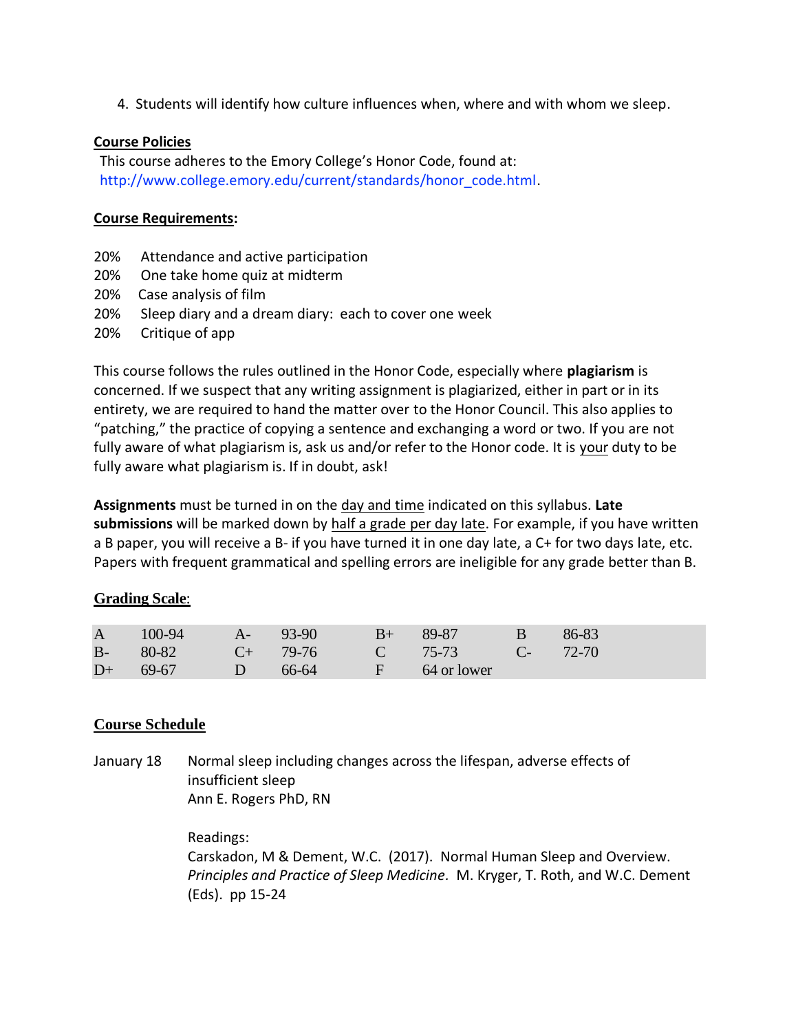4. Students will identify how culture influences when, where and with whom we sleep.

**Course Policies**

This course adheres to the Emory College's Honor Code, found at: http://www.college.emory.edu/current/standards/honor_code.html.

**Course Requirements:**

20% Attendance and active participation
20% One take home quiz at midterm
20% Case analysis of film
20% Sleep diary and a dream diary: each to cover one week
20% Critique of app

This course follows the rules outlined in the Honor Code, especially where **plagiarism** is concerned. If we suspect that any writing assignment is plagiarized, either in part or in its entirety, we are required to hand the matter over to the Honor Council. This also applies to "patching," the practice of copying a sentence and exchanging a word or two. If you are not fully aware of what plagiarism is, ask us and/or refer to the Honor code. It is your duty to be fully aware what plagiarism is. If in doubt, ask!

**Assignments** must be turned in on the day and time indicated on this syllabus. **Late submissions** will be marked down by half a grade per day late. For example, if you have written a B paper, you will receive a B- if you have turned it in one day late, a C+ for two days late, etc. Papers with frequent grammatical and spelling errors are ineligible for any grade better than B.

**Grading Scale:**

| | | | | | | | |
|---|---|---|---|---|---|---|---|
| A | 100-94 | A- | 93-90 | B+ | 89-87 | B | 86-83 |
| B- | 80-82 | C+ | 79-76 | C | 75-73 | C- | 72-70 |
| D+ | 69-67 | D | 66-64 | F | 64 or lower | | |

**Course Schedule**

January 18 — Normal sleep including changes across the lifespan, adverse effects of insufficient sleep
Ann E. Rogers PhD, RN

Readings:
Carskadon, M & Dement, W.C. (2017). Normal Human Sleep and Overview. *Principles and Practice of Sleep Medicine*. M. Kryger, T. Roth, and W.C. Dement (Eds). pp 15-24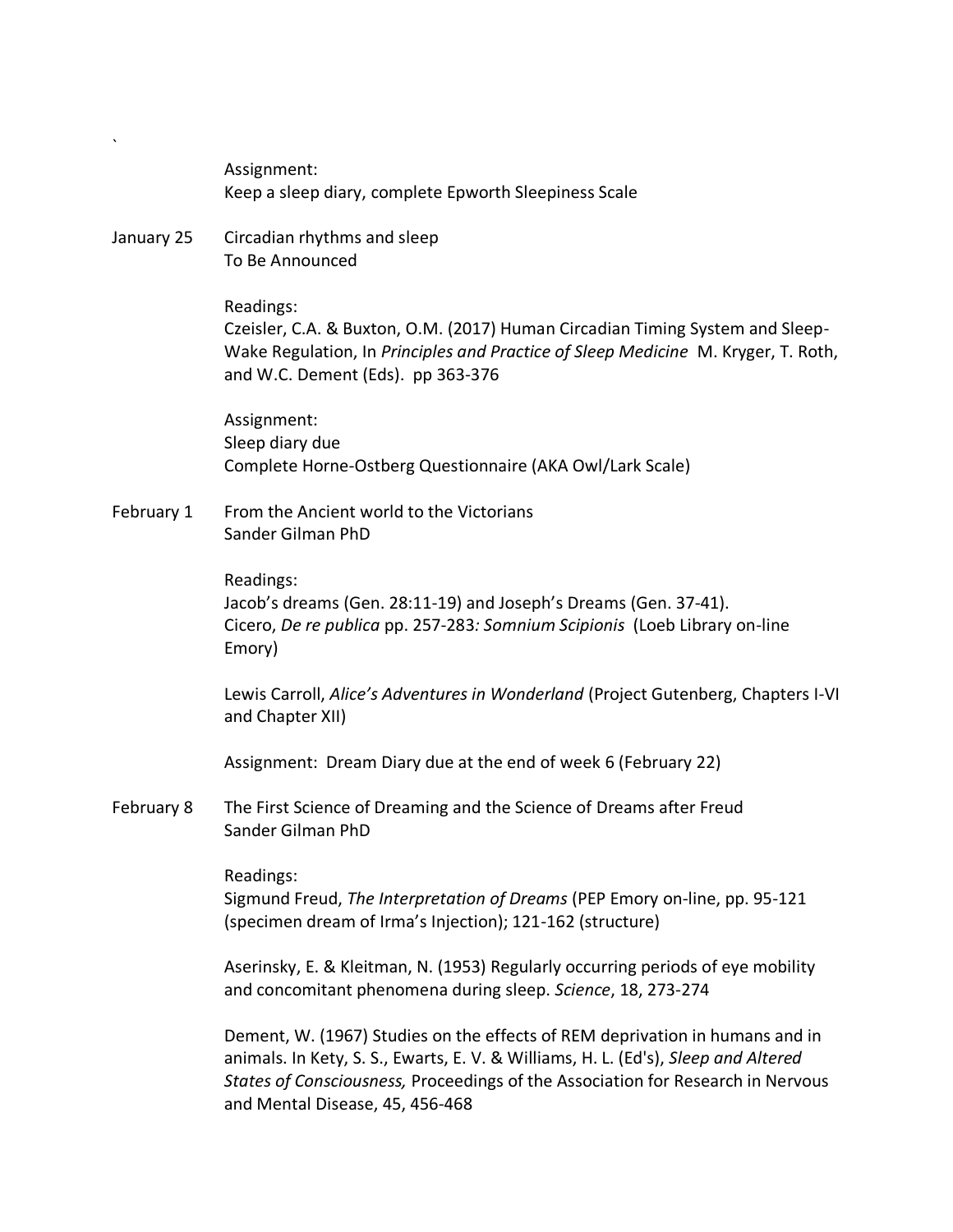`

Assignment:
Keep a sleep diary, complete Epworth Sleepiness Scale

January 25 Circadian rhythms and sleep
To Be Announced

Readings:
Czeisler, C.A. & Buxton, O.M. (2017) Human Circadian Timing System and Sleep-Wake Regulation, In *Principles and Practice of Sleep Medicine* M. Kryger, T. Roth, and W.C. Dement (Eds). pp 363-376

Assignment:
Sleep diary due
Complete Horne-Ostberg Questionnaire (AKA Owl/Lark Scale)

February 1 From the Ancient world to the Victorians
Sander Gilman PhD

Readings:
Jacob's dreams (Gen. 28:11-19) and Joseph's Dreams (Gen. 37-41).
Cicero, *De re publica* pp. 257-283*: Somnium Scipionis* (Loeb Library on-line Emory)

Lewis Carroll, *Alice's Adventures in Wonderland* (Project Gutenberg, Chapters I-VI and Chapter XII)

Assignment: Dream Diary due at the end of week 6 (February 22)

February 8 The First Science of Dreaming and the Science of Dreams after Freud
Sander Gilman PhD

Readings:
Sigmund Freud, *The Interpretation of Dreams* (PEP Emory on-line, pp. 95-121 (specimen dream of Irma's Injection); 121-162 (structure)

Aserinsky, E. & Kleitman, N. (1953) Regularly occurring periods of eye mobility and concomitant phenomena during sleep. *Science*, 18, 273-274

Dement, W. (1967) Studies on the effects of REM deprivation in humans and in animals. In Kety, S. S., Ewarts, E. V. & Williams, H. L. (Ed's), *Sleep and Altered States of Consciousness,* Proceedings of the Association for Research in Nervous and Mental Disease, 45, 456-468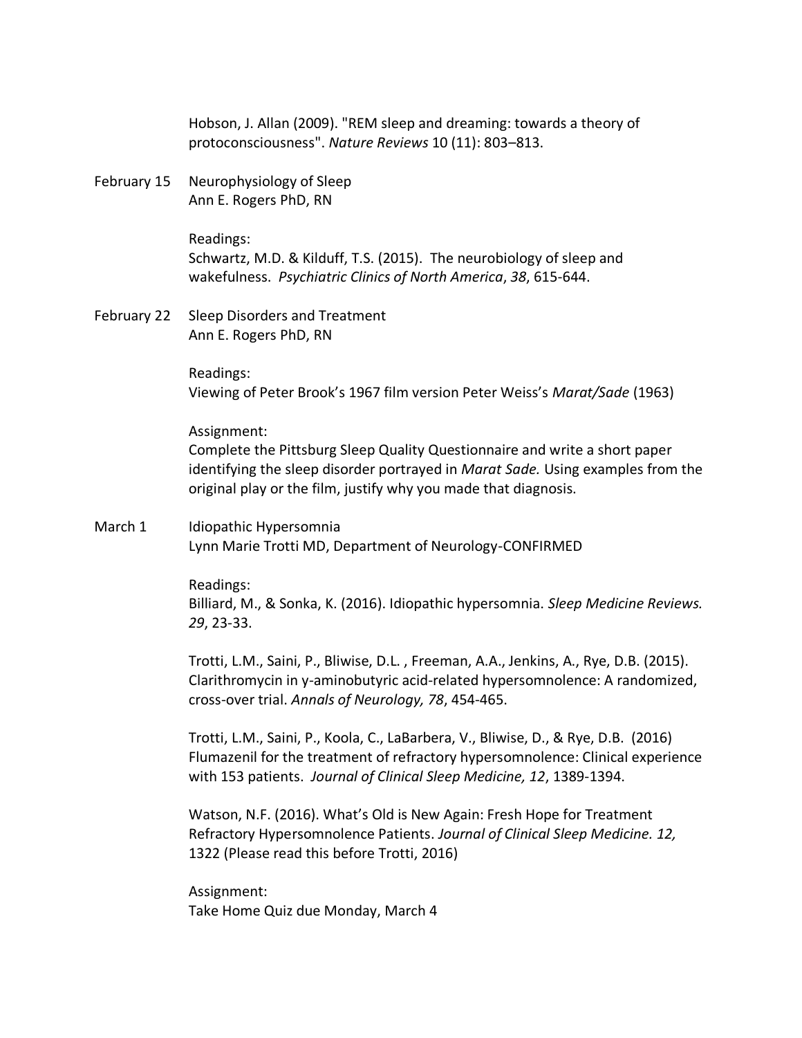Hobson, J. Allan (2009). "REM sleep and dreaming: towards a theory of protoconsciousness". *Nature Reviews* 10 (11): 803–813.

**February 15** Neurophysiology of Sleep
Ann E. Rogers PhD, RN

Readings:
Schwartz, M.D. & Kilduff, T.S. (2015). The neurobiology of sleep and wakefulness. *Psychiatric Clinics of North America*, *38*, 615-644.

**February 22** Sleep Disorders and Treatment
Ann E. Rogers PhD, RN

Readings:
Viewing of Peter Brook's 1967 film version Peter Weiss's *Marat/Sade* (1963)

Assignment:
Complete the Pittsburg Sleep Quality Questionnaire and write a short paper identifying the sleep disorder portrayed in *Marat Sade.* Using examples from the original play or the film, justify why you made that diagnosis.

**March 1** Idiopathic Hypersomnia
Lynn Marie Trotti MD, Department of Neurology-CONFIRMED

Readings:
Billiard, M., & Sonka, K. (2016). Idiopathic hypersomnia. *Sleep Medicine Reviews. 29*, 23-33.

Trotti, L.M., Saini, P., Bliwise, D.L. , Freeman, A.A., Jenkins, A., Rye, D.B. (2015). Clarithromycin in y-aminobutyric acid-related hypersomnolence: A randomized, cross-over trial. *Annals of Neurology, 78*, 454-465.

Trotti, L.M., Saini, P., Koola, C., LaBarbera, V., Bliwise, D., & Rye, D.B. (2016) Flumazenil for the treatment of refractory hypersomnolence: Clinical experience with 153 patients. *Journal of Clinical Sleep Medicine, 12*, 1389-1394.

Watson, N.F. (2016). What's Old is New Again: Fresh Hope for Treatment Refractory Hypersomnolence Patients. *Journal of Clinical Sleep Medicine. 12,* 1322 (Please read this before Trotti, 2016)

Assignment:
Take Home Quiz due Monday, March 4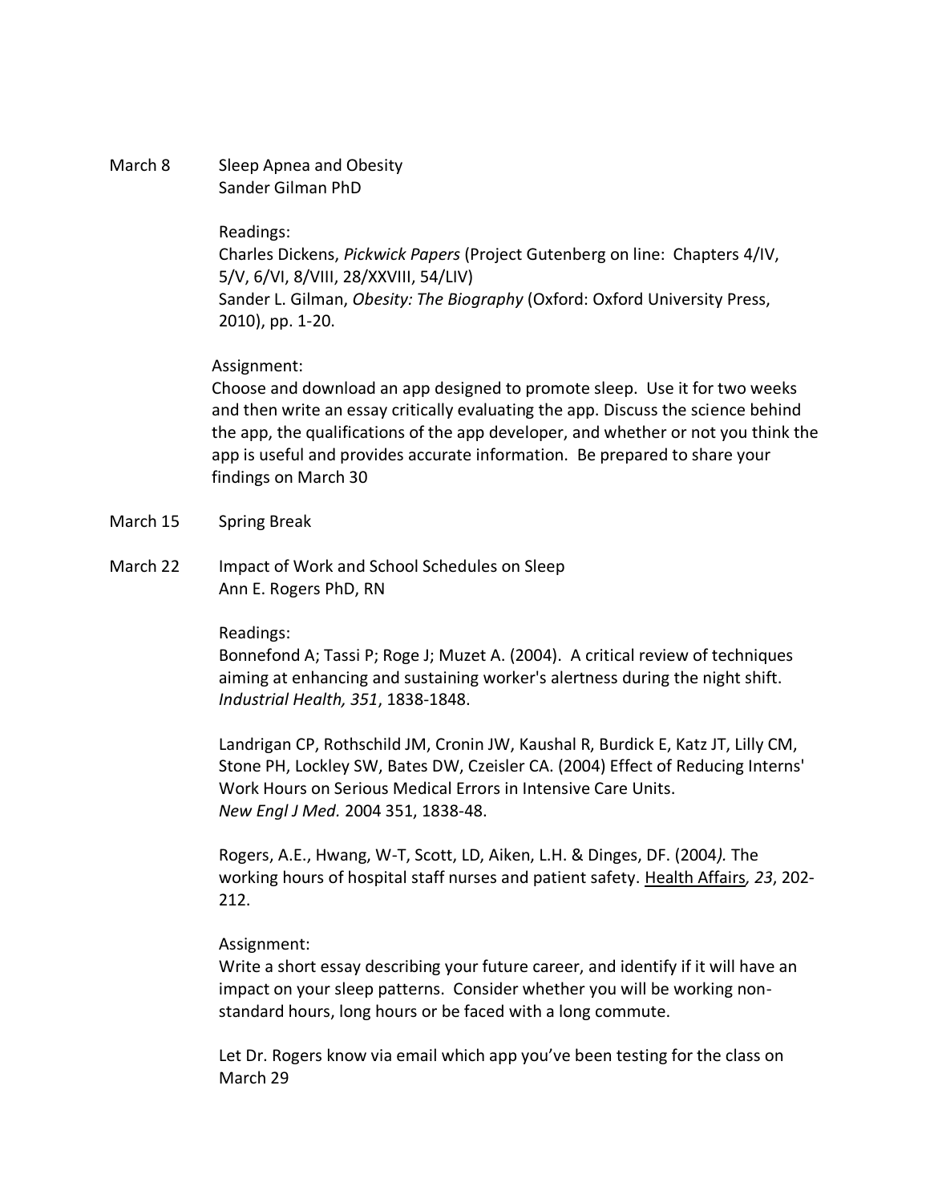**March 8** Sleep Apnea and Obesity
Sander Gilman PhD

Readings:
Charles Dickens, *Pickwick Papers* (Project Gutenberg on line: Chapters 4/IV, 5/V, 6/VI, 8/VIII, 28/XXVIII, 54/LIV)
Sander L. Gilman, *Obesity: The Biography* (Oxford: Oxford University Press, 2010), pp. 1-20.

Assignment:
Choose and download an app designed to promote sleep. Use it for two weeks and then write an essay critically evaluating the app. Discuss the science behind the app, the qualifications of the app developer, and whether or not you think the app is useful and provides accurate information. Be prepared to share your findings on March 30

**March 15** Spring Break

**March 22** Impact of Work and School Schedules on Sleep
Ann E. Rogers PhD, RN

Readings:
Bonnefond A; Tassi P; Roge J; Muzet A. (2004). A critical review of techniques aiming at enhancing and sustaining worker's alertness during the night shift. *Industrial Health, 351*, 1838-1848.

Landrigan CP, Rothschild JM, Cronin JW, Kaushal R, Burdick E, Katz JT, Lilly CM, Stone PH, Lockley SW, Bates DW, Czeisler CA. (2004) Effect of Reducing Interns' Work Hours on Serious Medical Errors in Intensive Care Units. *New Engl J Med.* 2004 351, 1838-48.

Rogers, A.E., Hwang, W-T, Scott, LD, Aiken, L.H. & Dinges, DF. (2004*).* The working hours of hospital staff nurses and patient safety. Health Affairs*, 23*, 202-212.

Assignment:
Write a short essay describing your future career, and identify if it will have an impact on your sleep patterns. Consider whether you will be working non-standard hours, long hours or be faced with a long commute.

Let Dr. Rogers know via email which app you've been testing for the class on March 29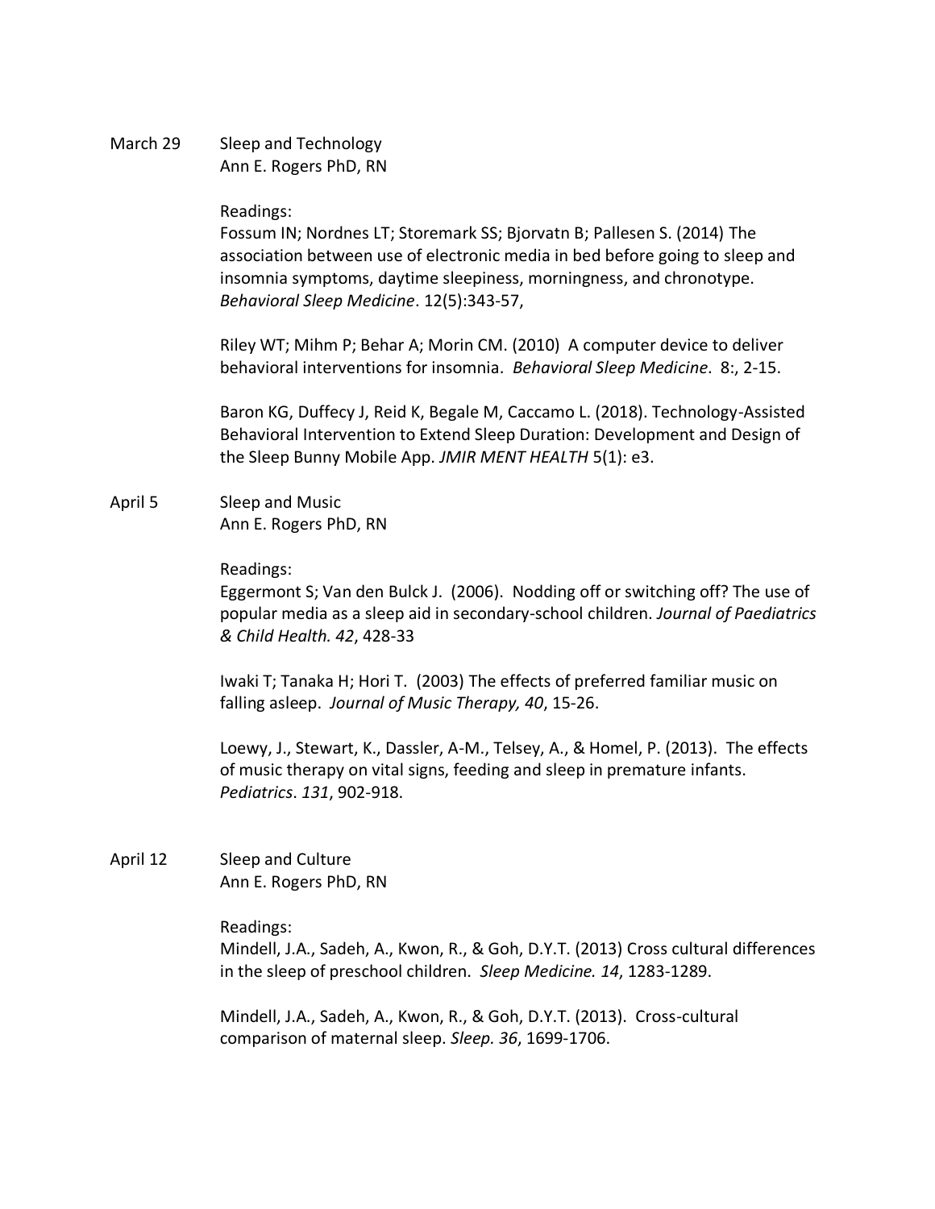March 29 Sleep and Technology
Ann E. Rogers PhD, RN

Readings:

Fossum IN; Nordnes LT; Storemark SS; Bjorvatn B; Pallesen S. (2014) The association between use of electronic media in bed before going to sleep and insomnia symptoms, daytime sleepiness, morningness, and chronotype. *Behavioral Sleep Medicine*. 12(5):343-57,

Riley WT; Mihm P; Behar A; Morin CM. (2010) A computer device to deliver behavioral interventions for insomnia. *Behavioral Sleep Medicine*. 8:, 2-15.

Baron KG, Duffecy J, Reid K, Begale M, Caccamo L. (2018). Technology-Assisted Behavioral Intervention to Extend Sleep Duration: Development and Design of the Sleep Bunny Mobile App. *JMIR MENT HEALTH* 5(1): e3.

April 5 Sleep and Music
Ann E. Rogers PhD, RN

Readings:

Eggermont S; Van den Bulck J. (2006). Nodding off or switching off? The use of popular media as a sleep aid in secondary-school children. *Journal of Paediatrics & Child Health. 42*, 428-33

Iwaki T; Tanaka H; Hori T. (2003) The effects of preferred familiar music on falling asleep. *Journal of Music Therapy, 40*, 15-26.

Loewy, J., Stewart, K., Dassler, A-M., Telsey, A., & Homel, P. (2013). The effects of music therapy on vital signs, feeding and sleep in premature infants. *Pediatrics*. *131*, 902-918.

April 12 Sleep and Culture
Ann E. Rogers PhD, RN

Readings:

Mindell, J.A., Sadeh, A., Kwon, R., & Goh, D.Y.T. (2013) Cross cultural differences in the sleep of preschool children. *Sleep Medicine. 14*, 1283-1289.

Mindell, J.A., Sadeh, A., Kwon, R., & Goh, D.Y.T. (2013). Cross-cultural comparison of maternal sleep. *Sleep. 36*, 1699-1706.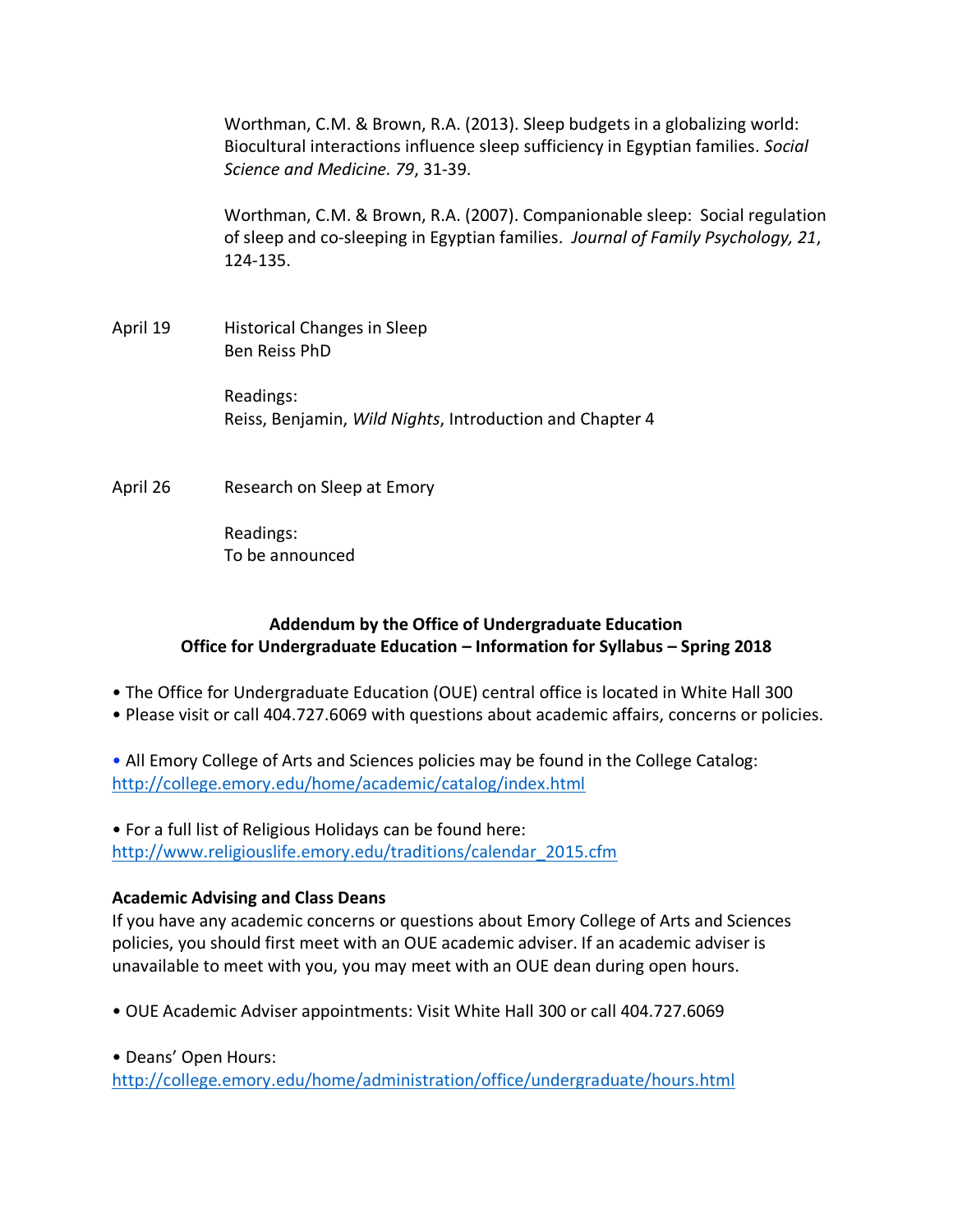Worthman, C.M. & Brown, R.A. (2013). Sleep budgets in a globalizing world: Biocultural interactions influence sleep sufficiency in Egyptian families. *Social Science and Medicine. 79*, 31-39.

Worthman, C.M. & Brown, R.A. (2007). Companionable sleep: Social regulation of sleep and co-sleeping in Egyptian families. *Journal of Family Psychology, 21*, 124-135.

April 19 Historical Changes in Sleep
Ben Reiss PhD

Readings:
Reiss, Benjamin, *Wild Nights*, Introduction and Chapter 4

April 26 Research on Sleep at Emory

Readings:
To be announced

**Addendum by the Office of Undergraduate Education**
**Office for Undergraduate Education – Information for Syllabus – Spring 2018**

- The Office for Undergraduate Education (OUE) central office is located in White Hall 300
- Please visit or call 404.727.6069 with questions about academic affairs, concerns or policies.

- All Emory College of Arts and Sciences policies may be found in the College Catalog: http://college.emory.edu/home/academic/catalog/index.html

- For a full list of Religious Holidays can be found here: http://www.religiouslife.emory.edu/traditions/calendar_2015.cfm

**Academic Advising and Class Deans**

If you have any academic concerns or questions about Emory College of Arts and Sciences policies, you should first meet with an OUE academic adviser. If an academic adviser is unavailable to meet with you, you may meet with an OUE dean during open hours.

- OUE Academic Adviser appointments: Visit White Hall 300 or call 404.727.6069

- Deans' Open Hours: http://college.emory.edu/home/administration/office/undergraduate/hours.html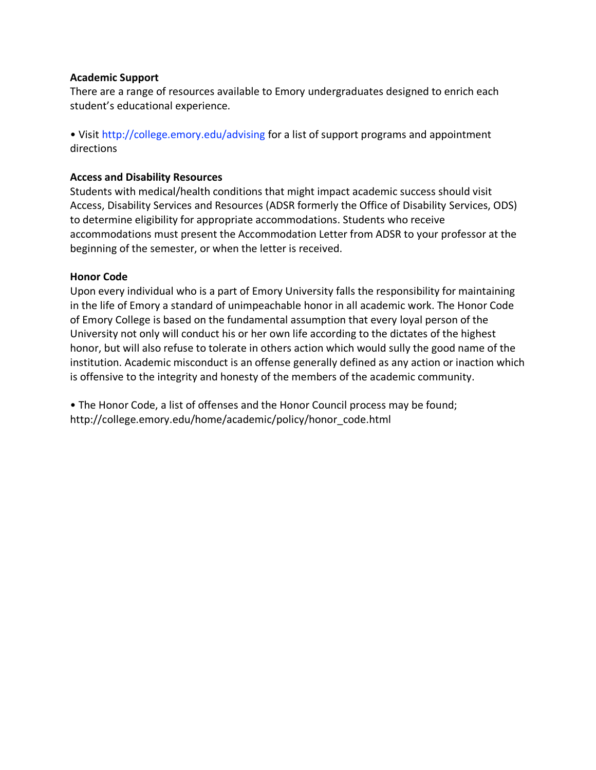**Academic Support**

There are a range of resources available to Emory undergraduates designed to enrich each student's educational experience.

- Visit http://college.emory.edu/advising for a list of support programs and appointment directions

**Access and Disability Resources**

Students with medical/health conditions that might impact academic success should visit Access, Disability Services and Resources (ADSR formerly the Office of Disability Services, ODS) to determine eligibility for appropriate accommodations. Students who receive accommodations must present the Accommodation Letter from ADSR to your professor at the beginning of the semester, or when the letter is received.

**Honor Code**

Upon every individual who is a part of Emory University falls the responsibility for maintaining in the life of Emory a standard of unimpeachable honor in all academic work. The Honor Code of Emory College is based on the fundamental assumption that every loyal person of the University not only will conduct his or her own life according to the dictates of the highest honor, but will also refuse to tolerate in others action which would sully the good name of the institution. Academic misconduct is an offense generally defined as any action or inaction which is offensive to the integrity and honesty of the members of the academic community.

- The Honor Code, a list of offenses and the Honor Council process may be found; http://college.emory.edu/home/academic/policy/honor_code.html